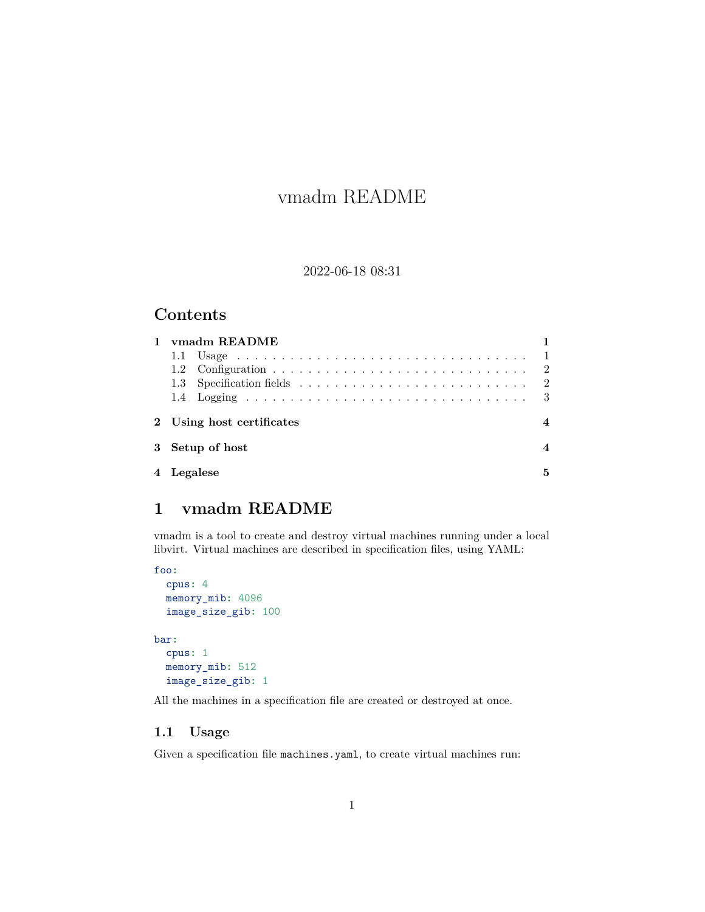// vmadm README

2022-06-18 08:31

## Contents

| | | |
|---|---|---|
| **1** | **vmadm README** | **1** |
| 1.1 | Usage | 1 |
| 1.2 | Configuration | 2 |
| 1.3 | Specification fields | 2 |
| 1.4 | Logging | 3 |
| **2** | **Using host certificates** | **4** |
| **3** | **Setup of host** | **4** |
| **4** | **Legalese** | **5** |

# 1 vmadm README

vmadm is a tool to create and destroy virtual machines running under a local libvirt. Virtual machines are described in specification files, using YAML:

```yaml
foo:
  cpus: 4
  memory_mib: 4096
  image_size_gib: 100

bar:
  cpus: 1
  memory_mib: 512
  image_size_gib: 1
```

All the machines in a specification file are created or destroyed at once.

## 1.1 Usage

Given a specification file `machines.yaml`, to create virtual machines run: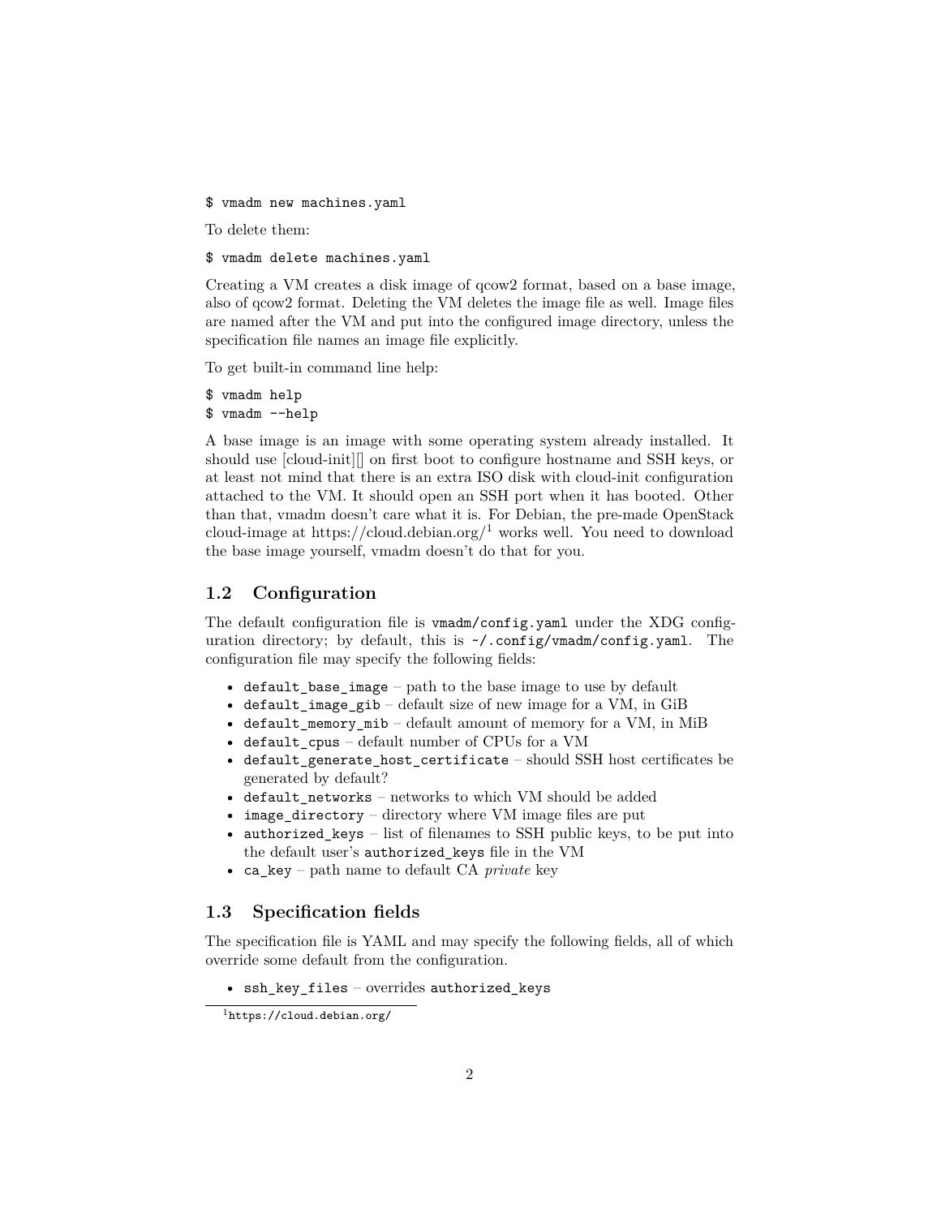```
$ vmadm new machines.yaml
```

To delete them:

```
$ vmadm delete machines.yaml
```

Creating a VM creates a disk image of qcow2 format, based on a base image, also of qcow2 format. Deleting the VM deletes the image file as well. Image files are named after the VM and put into the configured image directory, unless the specification file names an image file explicitly.

To get built-in command line help:

```
$ vmadm help
$ vmadm --help
```

A base image is an image with some operating system already installed. It should use [cloud-init][] on first boot to configure hostname and SSH keys, or at least not mind that there is an extra ISO disk with cloud-init configuration attached to the VM. It should open an SSH port when it has booted. Other than that, vmadm doesn't care what it is. For Debian, the pre-made OpenStack cloud-image at https://cloud.debian.org/[1] works well. You need to download the base image yourself, vmadm doesn't do that for you.

## 1.2 Configuration

The default configuration file is `vmadm/config.yaml` under the XDG configuration directory; by default, this is `~/.config/vmadm/config.yaml`. The configuration file may specify the following fields:

- `default_base_image` – path to the base image to use by default
- `default_image_gib` – default size of new image for a VM, in GiB
- `default_memory_mib` – default amount of memory for a VM, in MiB
- `default_cpus` – default number of CPUs for a VM
- `default_generate_host_certificate` – should SSH host certificates be generated by default?
- `default_networks` – networks to which VM should be added
- `image_directory` – directory where VM image files are put
- `authorized_keys` – list of filenames to SSH public keys, to be put into the default user's `authorized_keys` file in the VM
- `ca_key` – path name to default CA *private* key

## 1.3 Specification fields

The specification file is YAML and may specify the following fields, all of which override some default from the configuration.

- `ssh_key_files` – overrides `authorized_keys`

[1] https://cloud.debian.org/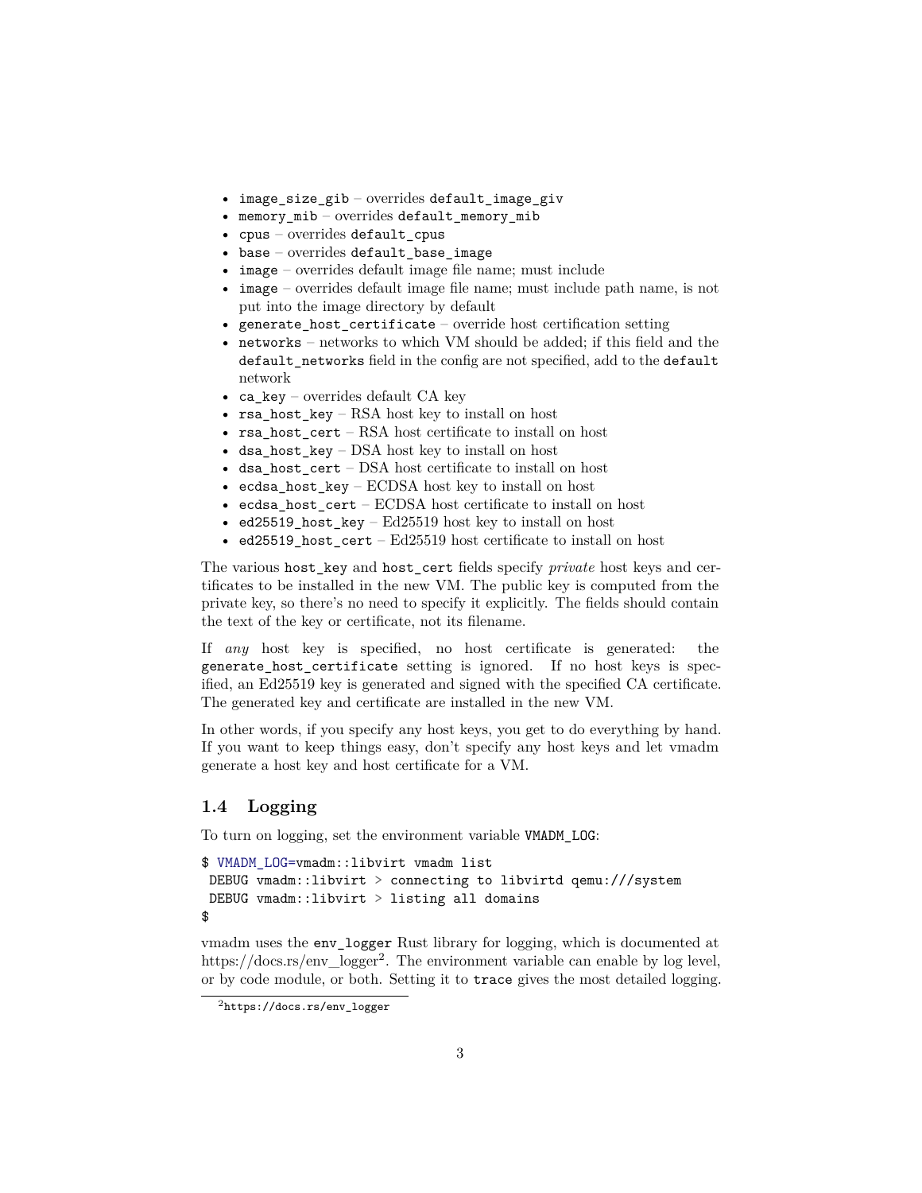- `image_size_gib` – overrides `default_image_giv`
- `memory_mib` – overrides `default_memory_mib`
- `cpus` – overrides `default_cpus`
- `base` – overrides `default_base_image`
- `image` – overrides default image file name; must include
- `image` – overrides default image file name; must include path name, is not put into the image directory by default
- `generate_host_certificate` – override host certification setting
- `networks` – networks to which VM should be added; if this field and the `default_networks` field in the config are not specified, add to the `default` network
- `ca_key` – overrides default CA key
- `rsa_host_key` – RSA host key to install on host
- `rsa_host_cert` – RSA host certificate to install on host
- `dsa_host_key` – DSA host key to install on host
- `dsa_host_cert` – DSA host certificate to install on host
- `ecdsa_host_key` – ECDSA host key to install on host
- `ecdsa_host_cert` – ECDSA host certificate to install on host
- `ed25519_host_key` – Ed25519 host key to install on host
- `ed25519_host_cert` – Ed25519 host certificate to install on host

The various `host_key` and `host_cert` fields specify *private* host keys and certificates to be installed in the new VM. The public key is computed from the private key, so there's no need to specify it explicitly. The fields should contain the text of the key or certificate, not its filename.

If *any* host key is specified, no host certificate is generated: the `generate_host_certificate` setting is ignored. If no host keys is specified, an Ed25519 key is generated and signed with the specified CA certificate. The generated key and certificate are installed in the new VM.

In other words, if you specify any host keys, you get to do everything by hand. If you want to keep things easy, don't specify any host keys and let vmadm generate a host key and host certificate for a VM.

### 1.4 Logging

To turn on logging, set the environment variable `VMADM_LOG`:

```
$ VMADM_LOG=vmadm::libvirt vmadm list
 DEBUG vmadm::libvirt > connecting to libvirtd qemu:///system
 DEBUG vmadm::libvirt > listing all domains
$
```

vmadm uses the `env_logger` Rust library for logging, which is documented at https://docs.rs/env_logger[2]. The environment variable can enable by log level, or by code module, or both. Setting it to `trace` gives the most detailed logging.

[2] `https://docs.rs/env_logger`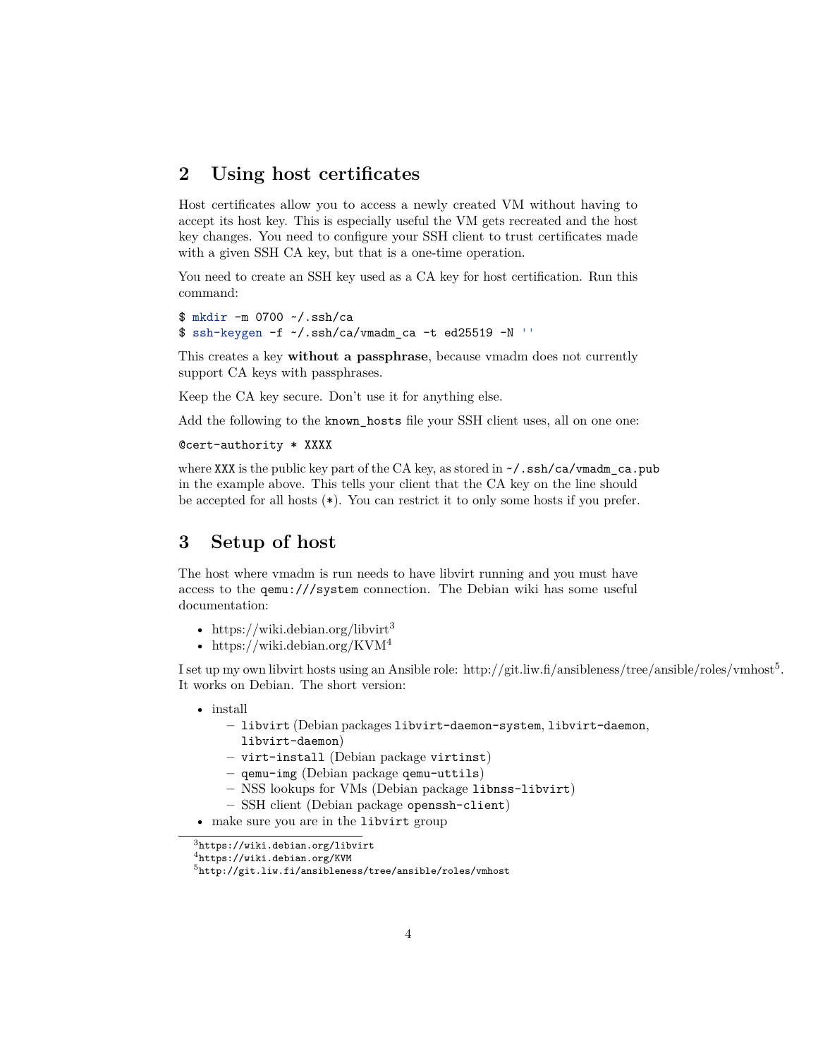## 2 Using host certificates

Host certificates allow you to access a newly created VM without having to accept its host key. This is especially useful the VM gets recreated and the host key changes. You need to configure your SSH client to trust certificates made with a given SSH CA key, but that is a one-time operation.

You need to create an SSH key used as a CA key for host certification. Run this command:

```
$ mkdir -m 0700 ~/.ssh/ca
$ ssh-keygen -f ~/.ssh/ca/vmadm_ca -t ed25519 -N ''
```

This creates a key **without a passphrase**, because vmadm does not currently support CA keys with passphrases.

Keep the CA key secure. Don't use it for anything else.

Add the following to the `known_hosts` file your SSH client uses, all on one one:

```
@cert-authority * XXXX
```

where `XXX` is the public key part of the CA key, as stored in `~/.ssh/ca/vmadm_ca.pub` in the example above. This tells your client that the CA key on the line should be accepted for all hosts (`*`). You can restrict it to only some hosts if you prefer.

## 3 Setup of host

The host where vmadm is run needs to have libvirt running and you must have access to the `qemu:///system` connection. The Debian wiki has some useful documentation:

- https://wiki.debian.org/libvirt[3]
- https://wiki.debian.org/KVM[4]

I set up my own libvirt hosts using an Ansible role: http://git.liw.fi/ansibleness/tree/ansible/roles/vmhost[5]. It works on Debian. The short version:

- install
  - `libvirt` (Debian packages `libvirt-daemon-system`, `libvirt-daemon`, `libvirt-daemon`)
  - `virt-install` (Debian package `virtinst`)
  - `qemu-img` (Debian package `qemu-uttils`)
  - NSS lookups for VMs (Debian package `libnss-libvirt`)
  - SSH client (Debian package `openssh-client`)
- make sure you are in the `libvirt` group

[3] https://wiki.debian.org/libvirt
[4] https://wiki.debian.org/KVM
[5] http://git.liw.fi/ansibleness/tree/ansible/roles/vmhost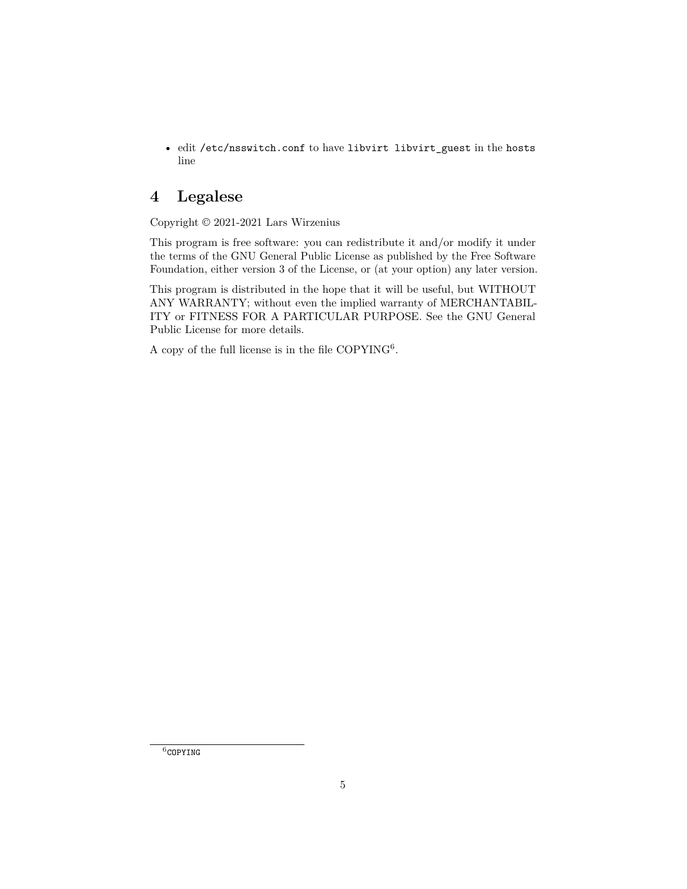- edit `/etc/nsswitch.conf` to have `libvirt libvirt_guest` in the `hosts` line

# 4 Legalese

Copyright © 2021-2021 Lars Wirzenius

This program is free software: you can redistribute it and/or modify it under the terms of the GNU General Public License as published by the Free Software Foundation, either version 3 of the License, or (at your option) any later version.

This program is distributed in the hope that it will be useful, but WITHOUT ANY WARRANTY; without even the implied warranty of MERCHANTABILITY or FITNESS FOR A PARTICULAR PURPOSE. See the GNU General Public License for more details.

A copy of the full license is in the file COPYING[6].

[6] `COPYING`